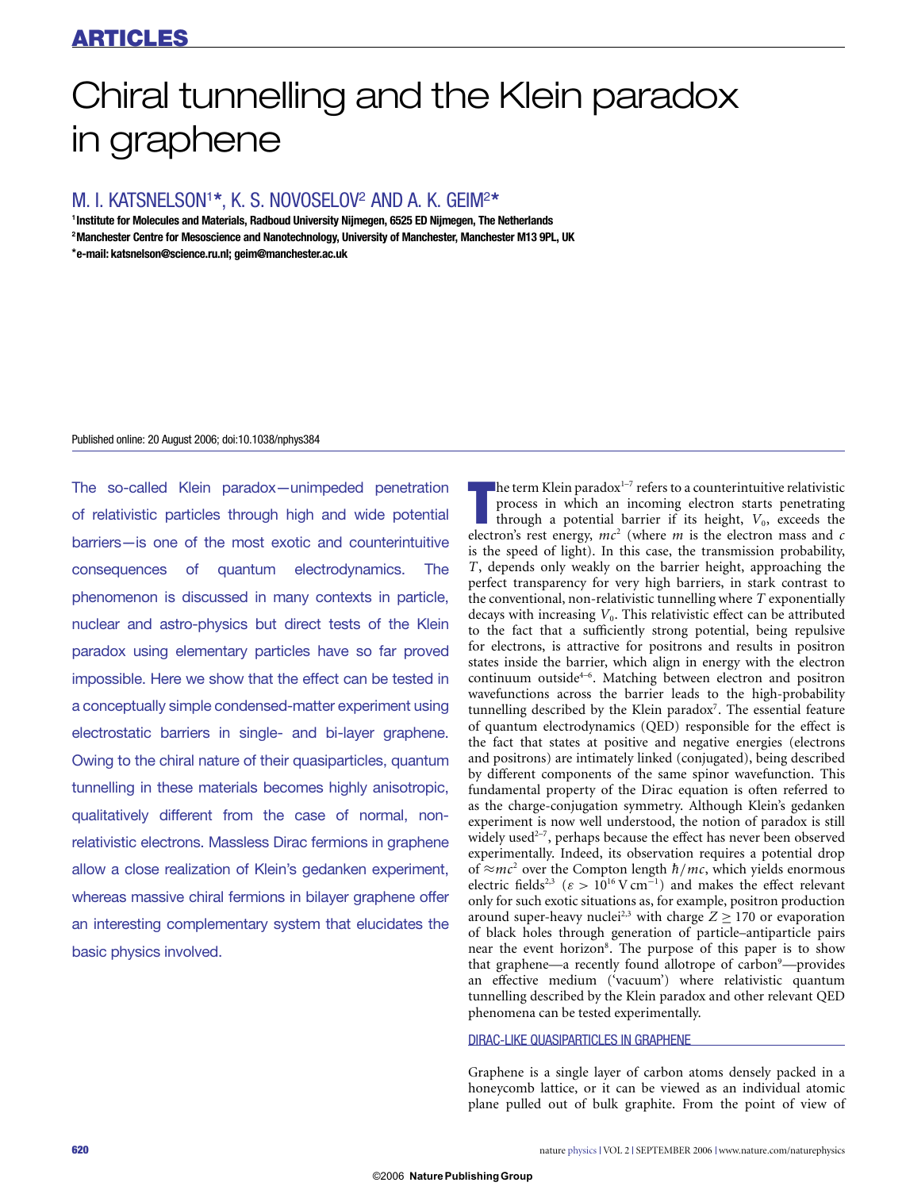# Chiral tunnelling and the Klein paradox in graphene

M. I. KATSNELSON[1*], K. S. NOVOSELOV[2] AND A. K. GEIM[2*]

[1]Institute for Molecules and Materials, Radboud University Nijmegen, 6525 ED Nijmegen, The Netherlands
[2]Manchester Centre for Mesoscience and Nanotechnology, University of Manchester, Manchester M13 9PL, UK
*e-mail: katsnelson@science.ru.nl; geim@manchester.ac.uk

Published online: 20 August 2006; doi:10.1038/nphys384

The so-called Klein paradox—unimpeded penetration of relativistic particles through high and wide potential barriers—is one of the most exotic and counterintuitive consequences of quantum electrodynamics. The phenomenon is discussed in many contexts in particle, nuclear and astro-physics but direct tests of the Klein paradox using elementary particles have so far proved impossible. Here we show that the effect can be tested in a conceptually simple condensed-matter experiment using electrostatic barriers in single- and bi-layer graphene. Owing to the chiral nature of their quasiparticles, quantum tunnelling in these materials becomes highly anisotropic, qualitatively different from the case of normal, non-relativistic electrons. Massless Dirac fermions in graphene allow a close realization of Klein's gedanken experiment, whereas massive chiral fermions in bilayer graphene offer an interesting complementary system that elucidates the basic physics involved.

The term Klein paradox[1–7] refers to a counterintuitive relativistic process in which an incoming electron starts penetrating through a potential barrier if its height, $V_0$, exceeds the electron's rest energy, $mc^2$ (where $m$ is the electron mass and $c$ is the speed of light). In this case, the transmission probability, $T$, depends only weakly on the barrier height, approaching the perfect transparency for very high barriers, in stark contrast to the conventional, non-relativistic tunnelling where $T$ exponentially decays with increasing $V_0$. This relativistic effect can be attributed to the fact that a sufficiently strong potential, being repulsive for electrons, is attractive for positrons and results in positron states inside the barrier, which align in energy with the electron continuum outside[4–6]. Matching between electron and positron wavefunctions across the barrier leads to the high-probability tunnelling described by the Klein paradox[7]. The essential feature of quantum electrodynamics (QED) responsible for the effect is the fact that states at positive and negative energies (electrons and positrons) are intimately linked (conjugated), being described by different components of the same spinor wavefunction. This fundamental property of the Dirac equation is often referred to as the charge-conjugation symmetry. Although Klein's gedanken experiment is now well understood, the notion of paradox is still widely used[2–7], perhaps because the effect has never been observed experimentally. Indeed, its observation requires a potential drop of $\approx mc^2$ over the Compton length $\hbar/mc$, which yields enormous electric fields[2,3] ($\varepsilon > 10^{16}$ V cm$^{-1}$) and makes the effect relevant only for such exotic situations as, for example, positron production around super-heavy nuclei[2,3] with charge $Z \geq 170$ or evaporation of black holes through generation of particle–antiparticle pairs near the event horizon[8]. The purpose of this paper is to show that graphene—a recently found allotrope of carbon[9]—provides an effective medium ('vacuum') where relativistic quantum tunnelling described by the Klein paradox and other relevant QED phenomena can be tested experimentally.

## DIRAC-LIKE QUASIPARTICLES IN GRAPHENE

Graphene is a single layer of carbon atoms densely packed in a honeycomb lattice, or it can be viewed as an individual atomic plane pulled out of bulk graphite. From the point of view of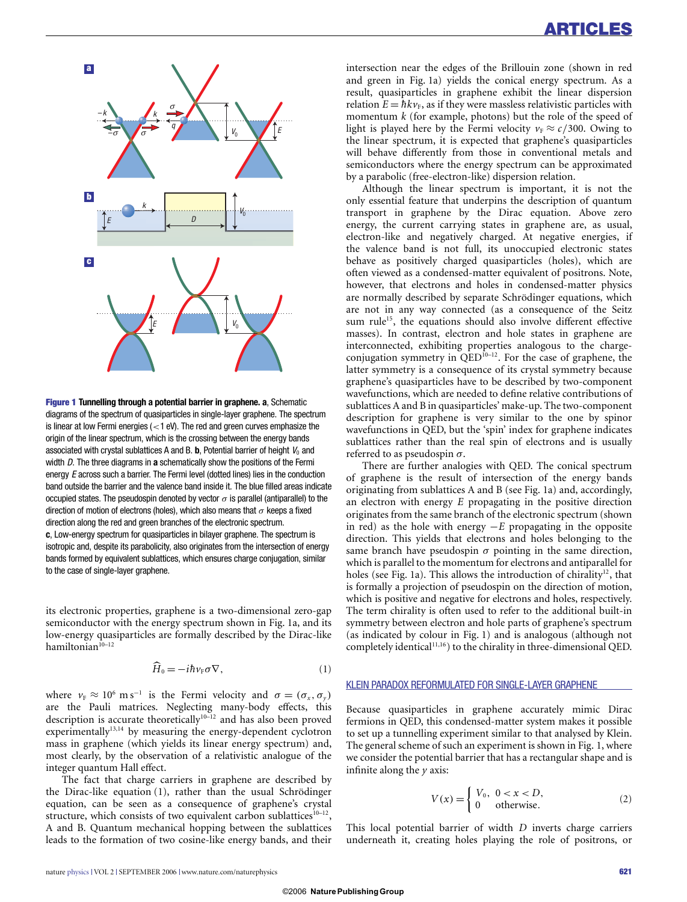a

$-k$ $k$ $\sigma$ $q$ $-\sigma$ $\sigma$ $V_0$ $E$

b

$E$ $k$ $D$ $V_0$

c

$E$ $V_0$

**Figure 1 Tunnelling through a potential barrier in graphene. a**, Schematic diagrams of the spectrum of quasiparticles in single-layer graphene. The spectrum is linear at low Fermi energies (<1 eV). The red and green curves emphasize the origin of the linear spectrum, which is the crossing between the energy bands associated with crystal sublattices A and B. **b**, Potential barrier of height $V_0$ and width $D$. The three diagrams in **a** schematically show the positions of the Fermi energy $E$ across such a barrier. The Fermi level (dotted lines) lies in the conduction band outside the barrier and the valence band inside it. The blue filled areas indicate occupied states. The pseudospin denoted by vector $\sigma$ is parallel (antiparallel) to the direction of motion of electrons (holes), which also means that $\sigma$ keeps a fixed direction along the red and green branches of the electronic spectrum. **c**, Low-energy spectrum for quasiparticles in bilayer graphene. The spectrum is isotropic and, despite its parabolicity, also originates from the intersection of energy bands formed by equivalent sublattices, which ensures charge conjugation, similar to the case of single-layer graphene.

its electronic properties, graphene is a two-dimensional zero-gap semiconductor with the energy spectrum shown in Fig. 1a, and its low-energy quasiparticles are formally described by the Dirac-like hamiltonian[10–12]

$$\widehat{H}_0 = -i\hbar v_F \sigma \nabla, \tag{1}$$

where $v_F \approx 10^6\ \text{m s}^{-1}$ is the Fermi velocity and $\sigma = (\sigma_x, \sigma_y)$ are the Pauli matrices. Neglecting many-body effects, this description is accurate theoretically[10–12] and has also been proved experimentally[13,14] by measuring the energy-dependent cyclotron mass in graphene (which yields its linear energy spectrum) and, most clearly, by the observation of a relativistic analogue of the integer quantum Hall effect.

The fact that charge carriers in graphene are described by the Dirac-like equation (1), rather than the usual Schrödinger equation, can be seen as a consequence of graphene's crystal structure, which consists of two equivalent carbon sublattices[10–12], A and B. Quantum mechanical hopping between the sublattices leads to the formation of two cosine-like energy bands, and their intersection near the edges of the Brillouin zone (shown in red and green in Fig. 1a) yields the conical energy spectrum. As a result, quasiparticles in graphene exhibit the linear dispersion relation $E = \hbar k v_F$, as if they were massless relativistic particles with momentum $k$ (for example, photons) but the role of the speed of light is played here by the Fermi velocity $v_F \approx c/300$. Owing to the linear spectrum, it is expected that graphene's quasiparticles will behave differently from those in conventional metals and semiconductors where the energy spectrum can be approximated by a parabolic (free-electron-like) dispersion relation.

Although the linear spectrum is important, it is not the only essential feature that underpins the description of quantum transport in graphene by the Dirac equation. Above zero energy, the current carrying states in graphene are, as usual, electron-like and negatively charged. At negative energies, if the valence band is not full, its unoccupied electronic states behave as positively charged quasiparticles (holes), which are often viewed as a condensed-matter equivalent of positrons. Note, however, that electrons and holes in condensed-matter physics are normally described by separate Schrödinger equations, which are not in any way connected (as a consequence of the Seitz sum rule[15], the equations should also involve different effective masses). In contrast, electron and hole states in graphene are interconnected, exhibiting properties analogous to the charge-conjugation symmetry in QED[10–12]. For the case of graphene, the latter symmetry is a consequence of its crystal symmetry because graphene's quasiparticles have to be described by two-component wavefunctions, which are needed to define relative contributions of sublattices A and B in quasiparticles' make-up. The two-component description for graphene is very similar to the one by spinor wavefunctions in QED, but the 'spin' index for graphene indicates sublattices rather than the real spin of electrons and is usually referred to as pseudospin $\sigma$.

There are further analogies with QED. The conical spectrum of graphene is the result of intersection of the energy bands originating from sublattices A and B (see Fig. 1a) and, accordingly, an electron with energy $E$ propagating in the positive direction originates from the same branch of the electronic spectrum (shown in red) as the hole with energy $-E$ propagating in the opposite direction. This yields that electrons and holes belonging to the same branch have pseudospin $\sigma$ pointing in the same direction, which is parallel to the momentum for electrons and antiparallel for holes (see Fig. 1a). This allows the introduction of chirality[12], that is formally a projection of pseudospin on the direction of motion, which is positive and negative for electrons and holes, respectively. The term chirality is often used to refer to the additional built-in symmetry between electron and hole parts of graphene's spectrum (as indicated by colour in Fig. 1) and is analogous (although not completely identical[11,16]) to the chirality in three-dimensional QED.

## KLEIN PARADOX REFORMULATED FOR SINGLE-LAYER GRAPHENE

Because quasiparticles in graphene accurately mimic Dirac fermions in QED, this condensed-matter system makes it possible to set up a tunnelling experiment similar to that analysed by Klein. The general scheme of such an experiment is shown in Fig. 1, where we consider the potential barrier that has a rectangular shape and is infinite along the $y$ axis:

$$V(x) = \begin{cases} V_0, & 0 < x < D, \\ 0 & \text{otherwise}. \end{cases} \tag{2}$$

This local potential barrier of width $D$ inverts charge carriers underneath it, creating holes playing the role of positrons, or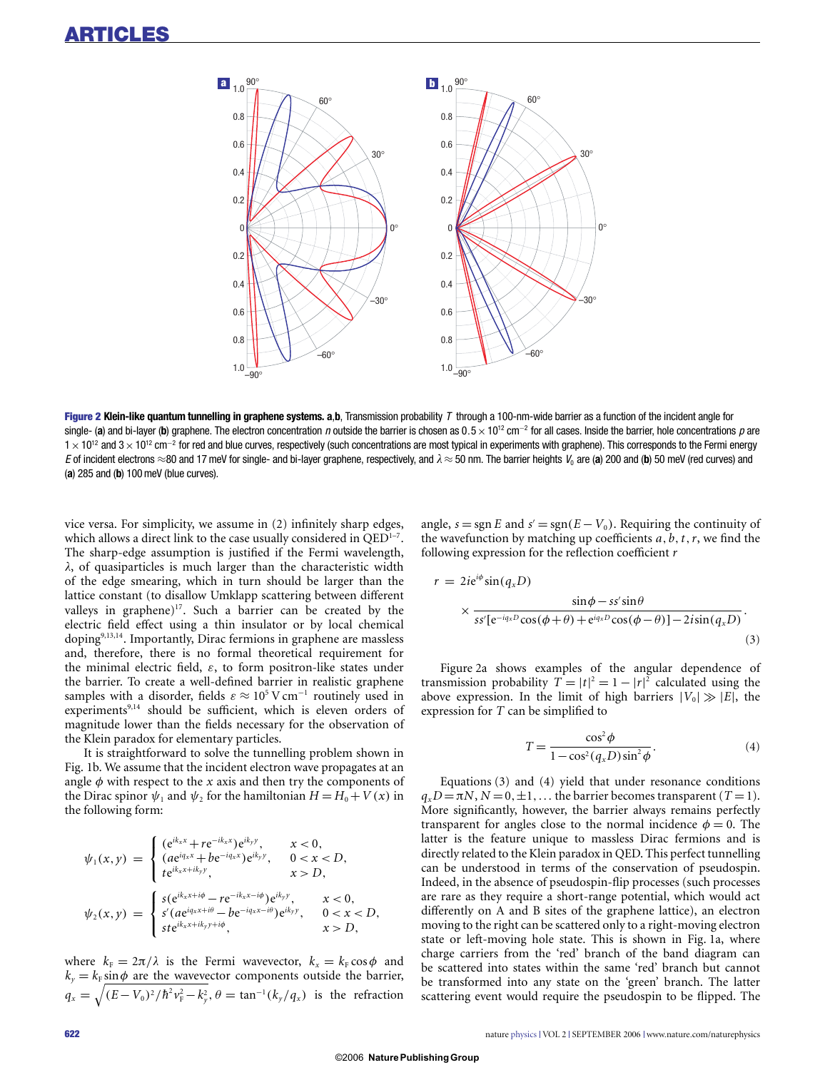**Figure 2 Klein-like quantum tunnelling in graphene systems. a**,**b**, Transmission probability $T$ through a 100-nm-wide barrier as a function of the incident angle for single- (**a**) and bi-layer (**b**) graphene. The electron concentration $n$ outside the barrier is chosen as $0.5\times10^{12}$ cm$^{-2}$ for all cases. Inside the barrier, hole concentrations $p$ are $1\times10^{12}$ and $3\times10^{12}$ cm$^{-2}$ for red and blue curves, respectively (such concentrations are most typical in experiments with graphene). This corresponds to the Fermi energy $E$ of incident electrons ≈80 and 17 meV for single- and bi-layer graphene, respectively, and $\lambda\approx 50$ nm. The barrier heights $V_0$ are (**a**) 200 and (**b**) 50 meV (red curves) and (**a**) 285 and (**b**) 100 meV (blue curves).

vice versa. For simplicity, we assume in (2) infinitely sharp edges, which allows a direct link to the case usually considered in QED[1–7]. The sharp-edge assumption is justified if the Fermi wavelength, $\lambda$, of quasiparticles is much larger than the characteristic width of the edge smearing, which in turn should be larger than the lattice constant (to disallow Umklapp scattering between different valleys in graphene)[17]. Such a barrier can be created by the electric field effect using a thin insulator or by local chemical doping[9,13,14]. Importantly, Dirac fermions in graphene are massless and, therefore, there is no formal theoretical requirement for the minimal electric field, $\varepsilon$, to form positron-like states under the barrier. To create a well-defined barrier in realistic graphene samples with a disorder, fields $\varepsilon\approx10^5$ V cm$^{-1}$ routinely used in experiments[9,14] should be sufficient, which is eleven orders of magnitude lower than the fields necessary for the observation of the Klein paradox for elementary particles.

It is straightforward to solve the tunnelling problem shown in Fig. 1b. We assume that the incident electron wave propagates at an angle $\phi$ with respect to the $x$ axis and then try the components of the Dirac spinor $\psi_1$ and $\psi_2$ for the hamiltonian $H=H_0+V(x)$ in the following form:

$$
\psi_1(x,y)=\begin{cases}(e^{ik_x x}+re^{-ik_x x})e^{ik_y y}, & x<0,\\ (ae^{iq_x x}+be^{-iq_x x})e^{ik_y y}, & 0<x<D,\\ te^{ik_x x+ik_y y}, & x>D,\end{cases}
$$

$$
\psi_2(x,y)=\begin{cases}s(e^{ik_x x+i\phi}-re^{-ik_x x-i\phi})e^{ik_y y}, & x<0,\\ s'(ae^{iq_x x+i\theta}-be^{-iq_x x-i\theta})e^{ik_y y}, & 0<x<D,\\ ste^{ik_x x+ik_y y+i\phi}, & x>D,\end{cases}
$$

where $k_F=2\pi/\lambda$ is the Fermi wavevector, $k_x=k_F\cos\phi$ and $k_y=k_F\sin\phi$ are the wavevector components outside the barrier, $q_x=\sqrt{(E-V_0)^2/\hbar^2v_F^2-k_y^2}$, $\theta=\tan^{-1}(k_y/q_x)$ is the refraction angle, $s=\operatorname{sgn}E$ and $s'=\operatorname{sgn}(E-V_0)$. Requiring the continuity of the wavefunction by matching up coefficients $a,b,t,r$, we find the following expression for the reflection coefficient $r$

$$
r=2ie^{i\phi}\sin(q_xD)\times\frac{\sin\phi-ss'\sin\theta}{ss'[e^{-iq_xD}\cos(\phi+\theta)+e^{iq_xD}\cos(\phi-\theta)]-2i\sin(q_xD)}. \tag{3}
$$

Figure 2a shows examples of the angular dependence of transmission probability $T=|t|^2=1-|r|^2$ calculated using the above expression. In the limit of high barriers $|V_0|\gg|E|$, the expression for $T$ can be simplified to

$$
T=\frac{\cos^2\phi}{1-\cos^2(q_xD)\sin^2\phi}. \tag{4}
$$

Equations (3) and (4) yield that under resonance conditions $q_xD=\pi N$, $N=0,\pm1,\ldots$ the barrier becomes transparent ($T=1$). More significantly, however, the barrier always remains perfectly transparent for angles close to the normal incidence $\phi=0$. The latter is the feature unique to massless Dirac fermions and is directly related to the Klein paradox in QED. This perfect tunnelling can be understood in terms of the conservation of pseudospin. Indeed, in the absence of pseudospin-flip processes (such processes are rare as they require a short-range potential, which would act differently on A and B sites of the graphene lattice), an electron moving to the right can be scattered only to a right-moving electron state or left-moving hole state. This is shown in Fig. 1a, where charge carriers from the 'red' branch of the band diagram can be scattered into states within the same 'red' branch but cannot be transformed into any state on the 'green' branch. The latter scattering event would require the pseudospin to be flipped. The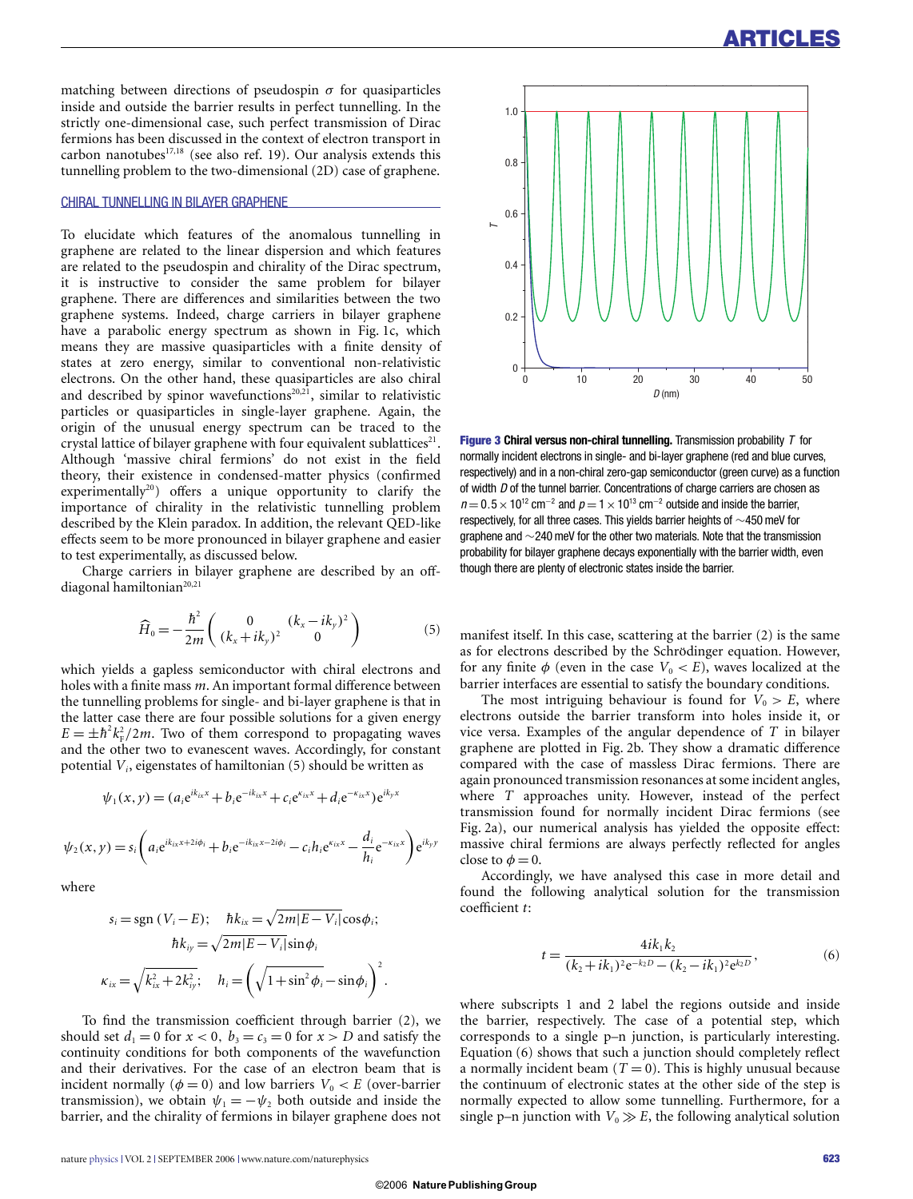matching between directions of pseudospin $\sigma$ for quasiparticles inside and outside the barrier results in perfect tunnelling. In the strictly one-dimensional case, such perfect transmission of Dirac fermions has been discussed in the context of electron transport in carbon nanotubes[17,18] (see also ref. 19). Our analysis extends this tunnelling problem to the two-dimensional (2D) case of graphene.

## CHIRAL TUNNELLING IN BILAYER GRAPHENE

To elucidate which features of the anomalous tunnelling in graphene are related to the linear dispersion and which features are related to the pseudospin and chirality of the Dirac spectrum, it is instructive to consider the same problem for bilayer graphene. There are differences and similarities between the two graphene systems. Indeed, charge carriers in bilayer graphene have a parabolic energy spectrum as shown in Fig. 1c, which means they are massive quasiparticles with a finite density of states at zero energy, similar to conventional non-relativistic electrons. On the other hand, these quasiparticles are also chiral and described by spinor wavefunctions[20,21], similar to relativistic particles or quasiparticles in single-layer graphene. Again, the origin of the unusual energy spectrum can be traced to the crystal lattice of bilayer graphene with four equivalent sublattices[21]. Although 'massive chiral fermions' do not exist in the field theory, their existence in condensed-matter physics (confirmed experimentally[20]) offers a unique opportunity to clarify the importance of chirality in the relativistic tunnelling problem described by the Klein paradox. In addition, the relevant QED-like effects seem to be more pronounced in bilayer graphene and easier to test experimentally, as discussed below.

Charge carriers in bilayer graphene are described by an off-diagonal hamiltonian[20,21]

$$\widehat{H}_0 = -\frac{\hbar^2}{2m}\begin{pmatrix} 0 & (k_x - ik_y)^2 \\ (k_x + ik_y)^2 & 0 \end{pmatrix} \tag{5}$$

which yields a gapless semiconductor with chiral electrons and holes with a finite mass $m$. An important formal difference between the tunnelling problems for single- and bi-layer graphene is that in the latter case there are four possible solutions for a given energy $E = \pm\hbar^2 k_F^2/2m$. Two of them correspond to propagating waves and the other two to evanescent waves. Accordingly, for constant potential $V_i$, eigenstates of hamiltonian (5) should be written as

$$\psi_1(x,y) = (a_i e^{ik_{ix}x} + b_i e^{-ik_{ix}x} + c_i e^{\kappa_{ix}x} + d_i e^{-\kappa_{ix}x})e^{ik_y y}$$

$$\psi_2(x,y) = s_i\left(a_i e^{ik_{ix}x + 2i\phi_i} + b_i e^{-ik_{ix}x - 2i\phi_i} - c_i h_i e^{\kappa_{ix}x} - \frac{d_i}{h_i}e^{-\kappa_{ix}x}\right)e^{ik_y y}$$

where

$$s_i = \operatorname{sgn}(V_i - E); \quad \hbar k_{ix} = \sqrt{2m|E - V_i|}\cos\phi_i;$$
$$\hbar k_{iy} = \sqrt{2m|E - V_i|}\sin\phi_i$$
$$\kappa_{ix} = \sqrt{k_{ix}^2 + 2k_{iy}^2}; \quad h_i = \left(\sqrt{1 + \sin^2\phi_i} - \sin\phi_i\right)^2.$$

To find the transmission coefficient through barrier (2), we should set $d_1 = 0$ for $x < 0$, $b_3 = c_3 = 0$ for $x > D$ and satisfy the continuity conditions for both components of the wavefunction and their derivatives. For the case of an electron beam that is incident normally ($\phi = 0$) and low barriers $V_0 < E$ (over-barrier transmission), we obtain $\psi_1 = -\psi_2$ both outside and inside the barrier, and the chirality of fermions in bilayer graphene does not manifest itself. In this case, scattering at the barrier (2) is the same as for electrons described by the Schrödinger equation. However, for any finite $\phi$ (even in the case $V_0 < E$), waves localized at the barrier interfaces are essential to satisfy the boundary conditions.

The most intriguing behaviour is found for $V_0 > E$, where electrons outside the barrier transform into holes inside it, or vice versa. Examples of the angular dependence of $T$ in bilayer graphene are plotted in Fig. 2b. They show a dramatic difference compared with the case of massless Dirac fermions. There are again pronounced transmission resonances at some incident angles, where $T$ approaches unity. However, instead of the perfect transmission found for normally incident Dirac fermions (see Fig. 2a), our numerical analysis has yielded the opposite effect: massive chiral fermions are always perfectly reflected for angles close to $\phi = 0$.

Accordingly, we have analysed this case in more detail and found the following analytical solution for the transmission coefficient $t$:

$$t = \frac{4ik_1k_2}{(k_2 + ik_1)^2 e^{-k_2 D} - (k_2 - ik_1)^2 e^{k_2 D}}, \tag{6}$$

where subscripts 1 and 2 label the regions outside and inside the barrier, respectively. The case of a potential step, which corresponds to a single p–n junction, is particularly interesting. Equation (6) shows that such a junction should completely reflect a normally incident beam ($T = 0$). This is highly unusual because the continuum of electronic states at the other side of the step is normally expected to allow some tunnelling. Furthermore, for a single p–n junction with $V_0 \gg E$, the following analytical solution

**Figure 3 Chiral versus non-chiral tunnelling.** Transmission probability $T$ for normally incident electrons in single- and bi-layer graphene (red and blue curves, respectively) and in a non-chiral zero-gap semiconductor (green curve) as a function of width $D$ of the tunnel barrier. Concentrations of charge carriers are chosen as $n = 0.5 \times 10^{12}$ cm$^{-2}$ and $p = 1 \times 10^{13}$ cm$^{-2}$ outside and inside the barrier, respectively, for all three cases. This yields barrier heights of ~450 meV for graphene and ~240 meV for the other two materials. Note that the transmission probability for bilayer graphene decays exponentially with the barrier width, even though there are plenty of electronic states inside the barrier.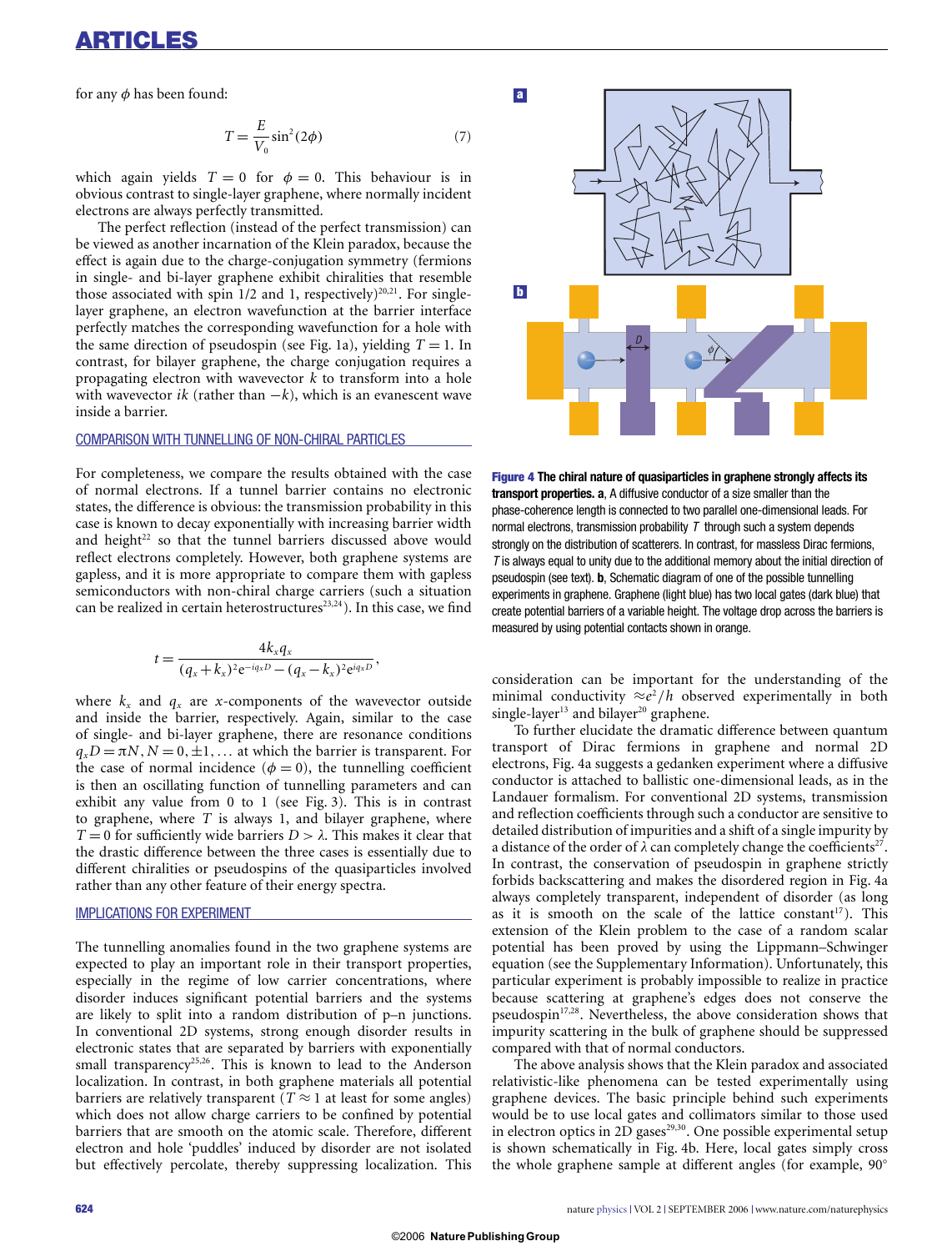for any $\phi$ has been found:

$$T = \frac{E}{V_0}\sin^2(2\phi) \tag{7}$$

which again yields $T = 0$ for $\phi = 0$. This behaviour is in obvious contrast to single-layer graphene, where normally incident electrons are always perfectly transmitted.

The perfect reflection (instead of the perfect transmission) can be viewed as another incarnation of the Klein paradox, because the effect is again due to the charge-conjugation symmetry (fermions in single- and bi-layer graphene exhibit chiralities that resemble those associated with spin 1/2 and 1, respectively)[20,21]. For single-layer graphene, an electron wavefunction at the barrier interface perfectly matches the corresponding wavefunction for a hole with the same direction of pseudospin (see Fig. 1a), yielding $T = 1$. In contrast, for bilayer graphene, the charge conjugation requires a propagating electron with wavevector $k$ to transform into a hole with wavevector $ik$ (rather than $-k$), which is an evanescent wave inside a barrier.

## COMPARISON WITH TUNNELLING OF NON-CHIRAL PARTICLES

For completeness, we compare the results obtained with the case of normal electrons. If a tunnel barrier contains no electronic states, the difference is obvious: the transmission probability in this case is known to decay exponentially with increasing barrier width and height[22] so that the tunnel barriers discussed above would reflect electrons completely. However, both graphene systems are gapless, and it is more appropriate to compare them with gapless semiconductors with non-chiral charge carriers (such a situation can be realized in certain heterostructures[23,24]). In this case, we find

$$t = \frac{4k_x q_x}{(q_x + k_x)^2 e^{-iq_x D} - (q_x - k_x)^2 e^{iq_x D}},$$

where $k_x$ and $q_x$ are $x$-components of the wavevector outside and inside the barrier, respectively. Again, similar to the case of single- and bi-layer graphene, there are resonance conditions $q_x D = \pi N, N = 0, \pm 1, \ldots$ at which the barrier is transparent. For the case of normal incidence ($\phi = 0$), the tunnelling coefficient is then an oscillating function of tunnelling parameters and can exhibit any value from 0 to 1 (see Fig. 3). This is in contrast to graphene, where $T$ is always 1, and bilayer graphene, where $T = 0$ for sufficiently wide barriers $D > \lambda$. This makes it clear that the drastic difference between the three cases is essentially due to different chiralities or pseudospins of the quasiparticles involved rather than any other feature of their energy spectra.

## IMPLICATIONS FOR EXPERIMENT

The tunnelling anomalies found in the two graphene systems are expected to play an important role in their transport properties, especially in the regime of low carrier concentrations, where disorder induces significant potential barriers and the systems are likely to split into a random distribution of p–n junctions. In conventional 2D systems, strong enough disorder results in electronic states that are separated by barriers with exponentially small transparency[25,26]. This is known to lead to the Anderson localization. In contrast, in both graphene materials all potential barriers are relatively transparent ($T \approx 1$ at least for some angles) which does not allow charge carriers to be confined by potential barriers that are smooth on the atomic scale. Therefore, different electron and hole 'puddles' induced by disorder are not isolated but effectively percolate, thereby suppressing localization. This consideration can be important for the understanding of the minimal conductivity $\approx e^2/h$ observed experimentally in both single-layer[13] and bilayer[20] graphene.

**Figure 4 The chiral nature of quasiparticles in graphene strongly affects its transport properties.** **a**, A diffusive conductor of a size smaller than the phase-coherence length is connected to two parallel one-dimensional leads. For normal electrons, transmission probability $T$ through such a system depends strongly on the distribution of scatterers. In contrast, for massless Dirac fermions, $T$ is always equal to unity due to the additional memory about the initial direction of pseudospin (see text). **b**, Schematic diagram of one of the possible tunnelling experiments in graphene. Graphene (light blue) has two local gates (dark blue) that create potential barriers of a variable height. The voltage drop across the barriers is measured by using potential contacts shown in orange.

To further elucidate the dramatic difference between quantum transport of Dirac fermions in graphene and normal 2D electrons, Fig. 4a suggests a gedanken experiment where a diffusive conductor is attached to ballistic one-dimensional leads, as in the Landauer formalism. For conventional 2D systems, transmission and reflection coefficients through such a conductor are sensitive to detailed distribution of impurities and a shift of a single impurity by a distance of the order of $\lambda$ can completely change the coefficients[27]. In contrast, the conservation of pseudospin in graphene strictly forbids backscattering and makes the disordered region in Fig. 4a always completely transparent, independent of disorder (as long as it is smooth on the scale of the lattice constant[17]). This extension of the Klein problem to the case of a random scalar potential has been proved by using the Lippmann–Schwinger equation (see the Supplementary Information). Unfortunately, this particular experiment is probably impossible to realize in practice because scattering at graphene's edges does not conserve the pseudospin[17,28]. Nevertheless, the above consideration shows that impurity scattering in the bulk of graphene should be suppressed compared with that of normal conductors.

The above analysis shows that the Klein paradox and associated relativistic-like phenomena can be tested experimentally using graphene devices. The basic principle behind such experiments would be to use local gates and collimators similar to those used in electron optics in 2D gases[29,30]. One possible experimental setup is shown schematically in Fig. 4b. Here, local gates simply cross the whole graphene sample at different angles (for example, 90°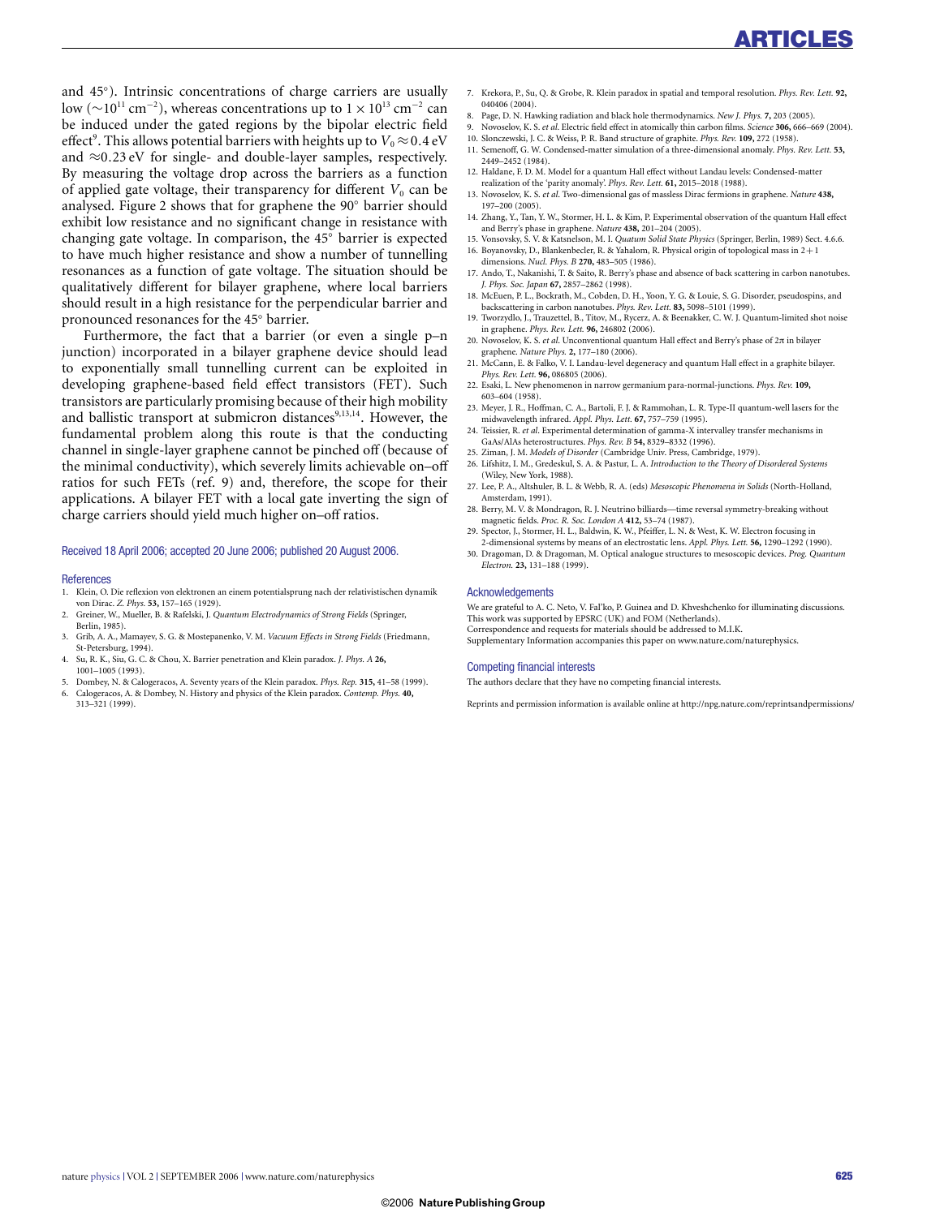and 45°). Intrinsic concentrations of charge carriers are usually low ($\sim 10^{11}\,\mathrm{cm}^{-2}$), whereas concentrations up to $1\times10^{13}\,\mathrm{cm}^{-2}$ can be induced under the gated regions by the bipolar electric field effect[9]. This allows potential barriers with heights up to $V_0 \approx 0.4\,\mathrm{eV}$ and $\approx 0.23\,\mathrm{eV}$ for single- and double-layer samples, respectively. By measuring the voltage drop across the barriers as a function of applied gate voltage, their transparency for different $V_0$ can be analysed. Figure 2 shows that for graphene the 90° barrier should exhibit low resistance and no significant change in resistance with changing gate voltage. In comparison, the 45° barrier is expected to have much higher resistance and show a number of tunnelling resonances as a function of gate voltage. The situation should be qualitatively different for bilayer graphene, where local barriers should result in a high resistance for the perpendicular barrier and pronounced resonances for the 45° barrier.

Furthermore, the fact that a barrier (or even a single p–n junction) incorporated in a bilayer graphene device should lead to exponentially small tunnelling current can be exploited in developing graphene-based field effect transistors (FET). Such transistors are particularly promising because of their high mobility and ballistic transport at submicron distances[9,13,14]. However, the fundamental problem along this route is that the conducting channel in single-layer graphene cannot be pinched off (because of the minimal conductivity), which severely limits achievable on–off ratios for such FETs (ref. 9) and, therefore, the scope for their applications. A bilayer FET with a local gate inverting the sign of charge carriers should yield much higher on–off ratios.

Received 18 April 2006; accepted 20 June 2006; published 20 August 2006.

## References

1. Klein, O. Die reflexion von elektronen an einem potentialsprung nach der relativistischen dynamik von Dirac. *Z. Phys.* **53,** 157–165 (1929).
2. Greiner, W., Mueller, B. & Rafelski, J. *Quantum Electrodynamics of Strong Fields* (Springer, Berlin, 1985).
3. Grib, A. A., Mamayev, S. G. & Mostepanenko, V. M. *Vacuum Effects in Strong Fields* (Friedmann, St-Petersburg, 1994).
4. Su, R. K., Siu, G. C. & Chou, X. Barrier penetration and Klein paradox. *J. Phys. A* **26,** 1001–1005 (1993).
5. Dombey, N. & Calogeracos, A. Seventy years of the Klein paradox. *Phys. Rep.* **315,** 41–58 (1999).
6. Calogeracos, A. & Dombey, N. History and physics of the Klein paradox. *Contemp. Phys.* **40,** 313–321 (1999).
7. Krekora, P., Su, Q. & Grobe, R. Klein paradox in spatial and temporal resolution. *Phys. Rev. Lett.* **92,** 040406 (2004).
8. Page, D. N. Hawking radiation and black hole thermodynamics. *New J. Phys.* **7,** 203 (2005).
9. Novoselov, K. S. *et al.* Electric field effect in atomically thin carbon films. *Science* **306,** 666–669 (2004).
10. Slonczewski, J. C. & Weiss, P. R. Band structure of graphite. *Phys. Rev.* **109,** 272 (1958).
11. Semenoff, G. W. Condensed-matter simulation of a three-dimensional anomaly. *Phys. Rev. Lett.* **53,** 2449–2452 (1984).
12. Haldane, F. D. M. Model for a quantum Hall effect without Landau levels: Condensed-matter realization of the 'parity anomaly'. *Phys. Rev. Lett.* **61,** 2015–2018 (1988).
13. Novoselov, K. S. *et al.* Two-dimensional gas of massless Dirac fermions in graphene. *Nature* **438,** 197–200 (2005).
14. Zhang, Y., Tan, Y. W., Stormer, H. L. & Kim, P. Experimental observation of the quantum Hall effect and Berry's phase in graphene. *Nature* **438,** 201–204 (2005).
15. Vonsovsky, S. V. & Katsnelson, M. I. *Quatum Solid State Physics* (Springer, Berlin, 1989) Sect. 4.6.6.
16. Boyanovsky, D., Blankenbecler, R. & Yahalom, R. Physical origin of topological mass in 2 + 1 dimensions. *Nucl. Phys. B* **270,** 483–505 (1986).
17. Ando, T., Nakanishi, T. & Saito, R. Berry's phase and absence of back scattering in carbon nanotubes. *J. Phys. Soc. Japan* **67,** 2857–2862 (1998).
18. McEuen, P. L., Bockrath, M., Cobden, D. H., Yoon, Y. G. & Louie, S. G. Disorder, pseudospins, and backscattering in carbon nanotubes. *Phys. Rev. Lett.* **83,** 5098–5101 (1999).
19. Tworzydlo, J., Trauzettel, B., Titov, M., Rycerz, A. & Beenakker, C. W. J. Quantum-limited shot noise in graphene. *Phys. Rev. Lett.* **96,** 246802 (2006).
20. Novoselov, K. S. *et al.* Unconventional quantum Hall effect and Berry's phase of $2\pi$ in bilayer graphene. *Nature Phys.* **2,** 177–180 (2006).
21. McCann, E. & Falko, V. I. Landau-level degeneracy and quantum Hall effect in a graphite bilayer. *Phys. Rev. Lett.* **96,** 086805 (2006).
22. Esaki, L. New phenomenon in narrow germanium para-normal-junctions. *Phys. Rev.* **109,** 603–604 (1958).
23. Meyer, J. R., Hoffman, C. A., Bartoli, F. J. & Rammohan, L. R. Type-II quantum-well lasers for the midwavelength infrared. *Appl. Phys. Lett.* **67,** 757–759 (1995).
24. Teissier, R. *et al.* Experimental determination of gamma-X intervalley transfer mechanisms in GaAs/AlAs heterostructures. *Phys. Rev. B* **54,** 8329–8332 (1996).
25. Ziman, J. M. *Models of Disorder* (Cambridge Univ. Press, Cambridge, 1979).
26. Lifshitz, I. M., Gredeskul, S. A. & Pastur, L. A. *Introduction to the Theory of Disordered Systems* (Wiley, New York, 1988).
27. Lee, P. A., Altshuler, B. L. & Webb, R. A. (eds) *Mesoscopic Phenomena in Solids* (North-Holland, Amsterdam, 1991).
28. Berry, M. V. & Mondragon, R. J. Neutrino billiards—time reversal symmetry-breaking without magnetic fields. *Proc. R. Soc. London A* **412,** 53–74 (1987).
29. Spector, J., Stormer, H. L., Baldwin, K. W., Pfeiffer, L. N. & West, K. W. Electron focusing in 2-dimensional systems by means of an electrostatic lens. *Appl. Phys. Lett.* **56,** 1290–1292 (1990).
30. Dragoman, D. & Dragoman, M. Optical analogue structures to mesoscopic devices. *Prog. Quantum Electron.* **23,** 131–188 (1999).

## Acknowledgements

We are grateful to A. C. Neto, V. Fal'ko, P. Guinea and D. Khveshchenko for illuminating discussions. This work was supported by EPSRC (UK) and FOM (Netherlands).
Correspondence and requests for materials should be addressed to M.I.K.
Supplementary Information accompanies this paper on www.nature.com/naturephysics.

## Competing financial interests

The authors declare that they have no competing financial interests.

Reprints and permission information is available online at http://npg.nature.com/reprintsandpermissions/